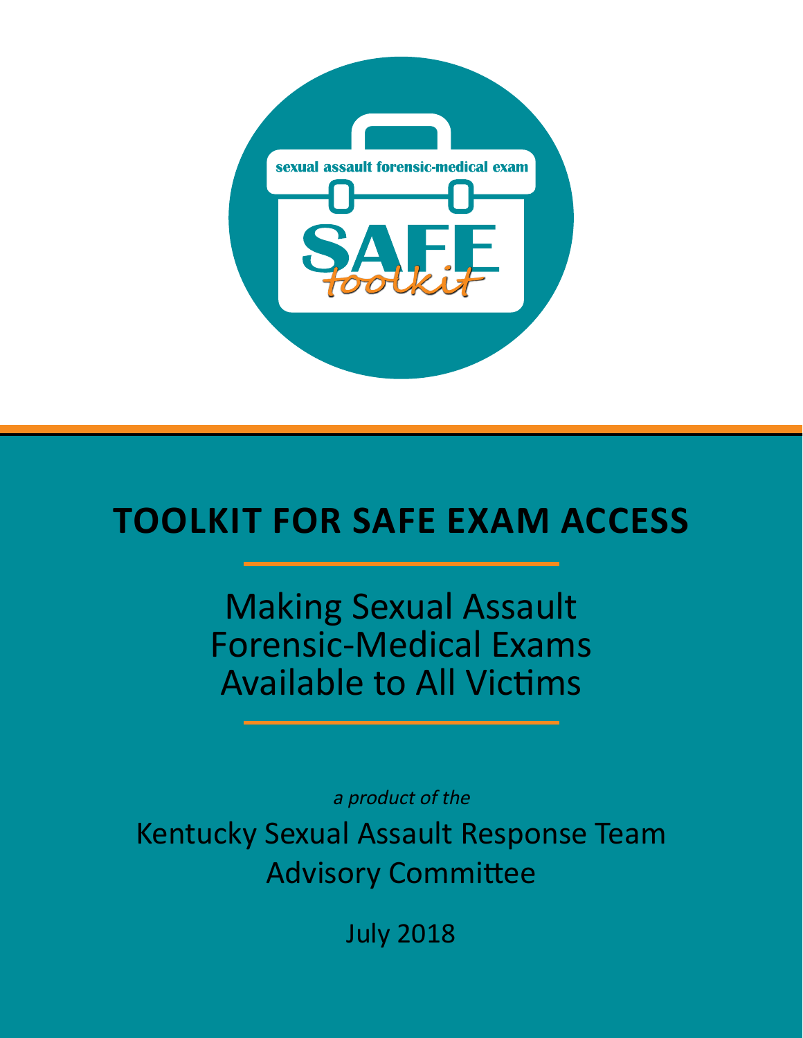sexual assault forensic-medical exam

SAFE toolkit

# TOOLKIT FOR SAFE EXAM ACCESS

## Making Sexual Assault Forensic-Medical Exams Available to All Victims

*a product of the*

Kentucky Sexual Assault Response Team Advisory Committee

July 2018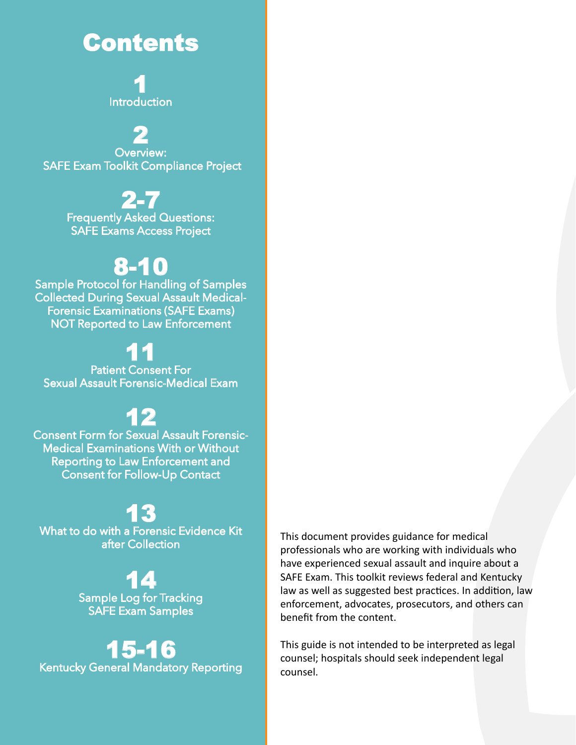# Contents

**1**
Introduction

**2**
Overview:
SAFE Exam Toolkit Compliance Project

**2-7**
Frequently Asked Questions:
SAFE Exams Access Project

**8-10**
Sample Protocol for Handling of Samples Collected During Sexual Assault Medical-Forensic Examinations (SAFE Exams) NOT Reported to Law Enforcement

**11**
Patient Consent For
Sexual Assault Forensic-Medical Exam

**12**
Consent Form for Sexual Assault Forensic-Medical Examinations With or Without Reporting to Law Enforcement and Consent for Follow-Up Contact

**13**
What to do with a Forensic Evidence Kit after Collection

**14**
Sample Log for Tracking
SAFE Exam Samples

**15-16**
Kentucky General Mandatory Reporting

This document provides guidance for medical professionals who are working with individuals who have experienced sexual assault and inquire about a SAFE Exam. This toolkit reviews federal and Kentucky law as well as suggested best practices. In addition, law enforcement, advocates, prosecutors, and others can benefit from the content.

This guide is not intended to be interpreted as legal counsel; hospitals should seek independent legal counsel.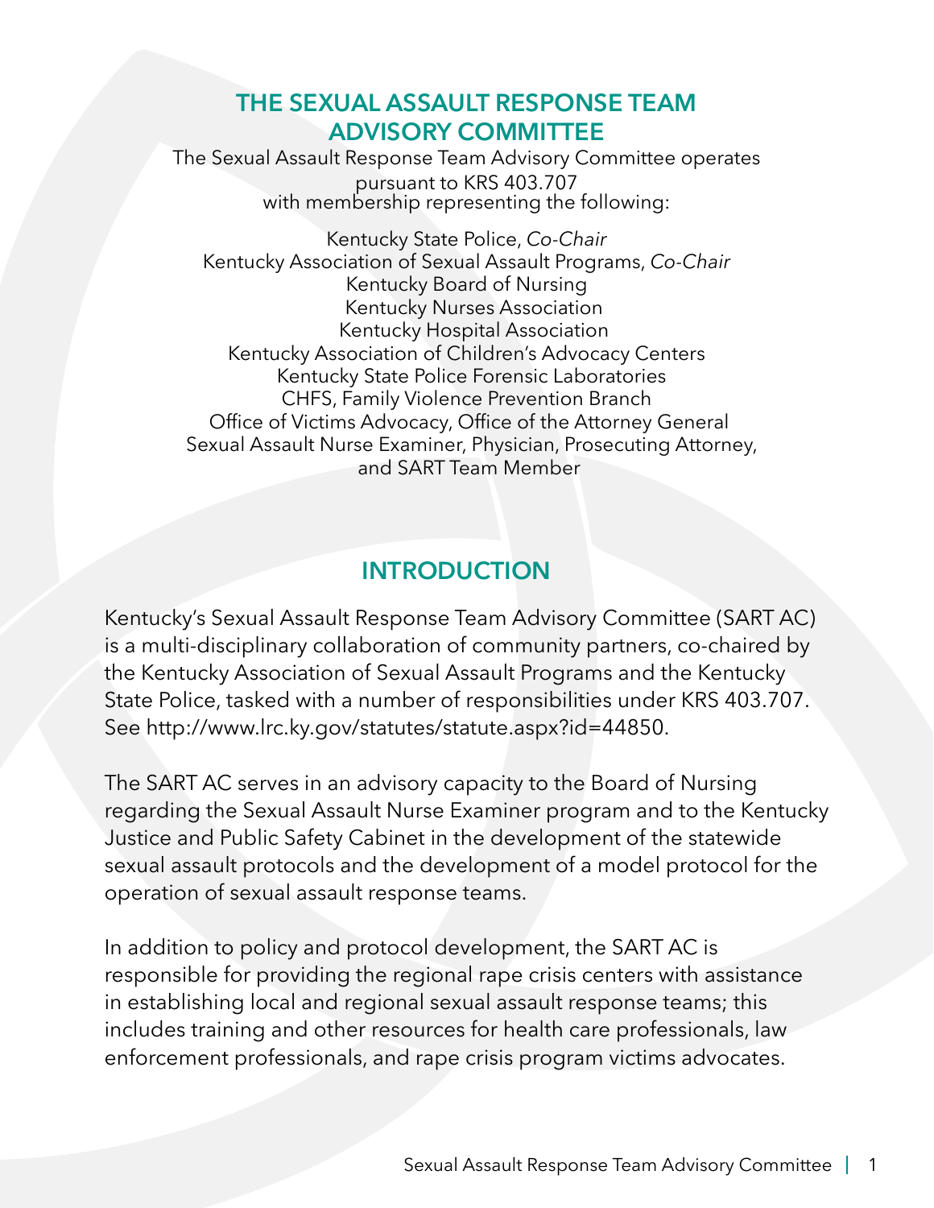## THE SEXUAL ASSAULT RESPONSE TEAM ADVISORY COMMITTEE

The Sexual Assault Response Team Advisory Committee operates pursuant to KRS 403.707 with membership representing the following:

Kentucky State Police, *Co-Chair*
Kentucky Association of Sexual Assault Programs, *Co-Chair*
Kentucky Board of Nursing
Kentucky Nurses Association
Kentucky Hospital Association
Kentucky Association of Children's Advocacy Centers
Kentucky State Police Forensic Laboratories
CHFS, Family Violence Prevention Branch
Office of Victims Advocacy, Office of the Attorney General
Sexual Assault Nurse Examiner, Physician, Prosecuting Attorney, and SART Team Member

## INTRODUCTION

Kentucky's Sexual Assault Response Team Advisory Committee (SART AC) is a multi-disciplinary collaboration of community partners, co-chaired by the Kentucky Association of Sexual Assault Programs and the Kentucky State Police, tasked with a number of responsibilities under KRS 403.707. See http://www.lrc.ky.gov/statutes/statute.aspx?id=44850.

The SART AC serves in an advisory capacity to the Board of Nursing regarding the Sexual Assault Nurse Examiner program and to the Kentucky Justice and Public Safety Cabinet in the development of the statewide sexual assault protocols and the development of a model protocol for the operation of sexual assault response teams.

In addition to policy and protocol development, the SART AC is responsible for providing the regional rape crisis centers with assistance in establishing local and regional sexual assault response teams; this includes training and other resources for health care professionals, law enforcement professionals, and rape crisis program victims advocates.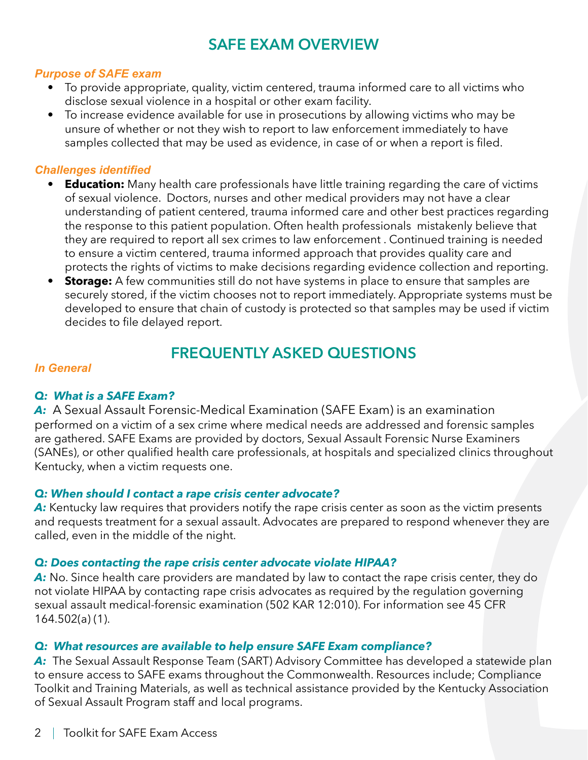## SAFE EXAM OVERVIEW

### *Purpose of SAFE exam*

- To provide appropriate, quality, victim centered, trauma informed care to all victims who disclose sexual violence in a hospital or other exam facility.
- To increase evidence available for use in prosecutions by allowing victims who may be unsure of whether or not they wish to report to law enforcement immediately to have samples collected that may be used as evidence, in case of or when a report is filed.

### *Challenges identified*

- **Education:** Many health care professionals have little training regarding the care of victims of sexual violence. Doctors, nurses and other medical providers may not have a clear understanding of patient centered, trauma informed care and other best practices regarding the response to this patient population. Often health professionals mistakenly believe that they are required to report all sex crimes to law enforcement . Continued training is needed to ensure a victim centered, trauma informed approach that provides quality care and protects the rights of victims to make decisions regarding evidence collection and reporting.
- **Storage:** A few communities still do not have systems in place to ensure that samples are securely stored, if the victim chooses not to report immediately. Appropriate systems must be developed to ensure that chain of custody is protected so that samples may be used if victim decides to file delayed report.

## FREQUENTLY ASKED QUESTIONS

### *In General*

***Q: What is a SAFE Exam?***

***A:*** A Sexual Assault Forensic-Medical Examination (SAFE Exam) is an examination performed on a victim of a sex crime where medical needs are addressed and forensic samples are gathered. SAFE Exams are provided by doctors, Sexual Assault Forensic Nurse Examiners (SANEs), or other qualified health care professionals, at hospitals and specialized clinics throughout Kentucky, when a victim requests one.

***Q: When should I contact a rape crisis center advocate?***

***A:*** Kentucky law requires that providers notify the rape crisis center as soon as the victim presents and requests treatment for a sexual assault. Advocates are prepared to respond whenever they are called, even in the middle of the night.

***Q: Does contacting the rape crisis center advocate violate HIPAA?***

***A:*** No. Since health care providers are mandated by law to contact the rape crisis center, they do not violate HIPAA by contacting rape crisis advocates as required by the regulation governing sexual assault medical-forensic examination (502 KAR 12:010). For information see 45 CFR 164.502(a) (1).

***Q: What resources are available to help ensure SAFE Exam compliance?***

***A:*** The Sexual Assault Response Team (SART) Advisory Committee has developed a statewide plan to ensure access to SAFE exams throughout the Commonwealth. Resources include; Compliance Toolkit and Training Materials, as well as technical assistance provided by the Kentucky Association of Sexual Assault Program staff and local programs.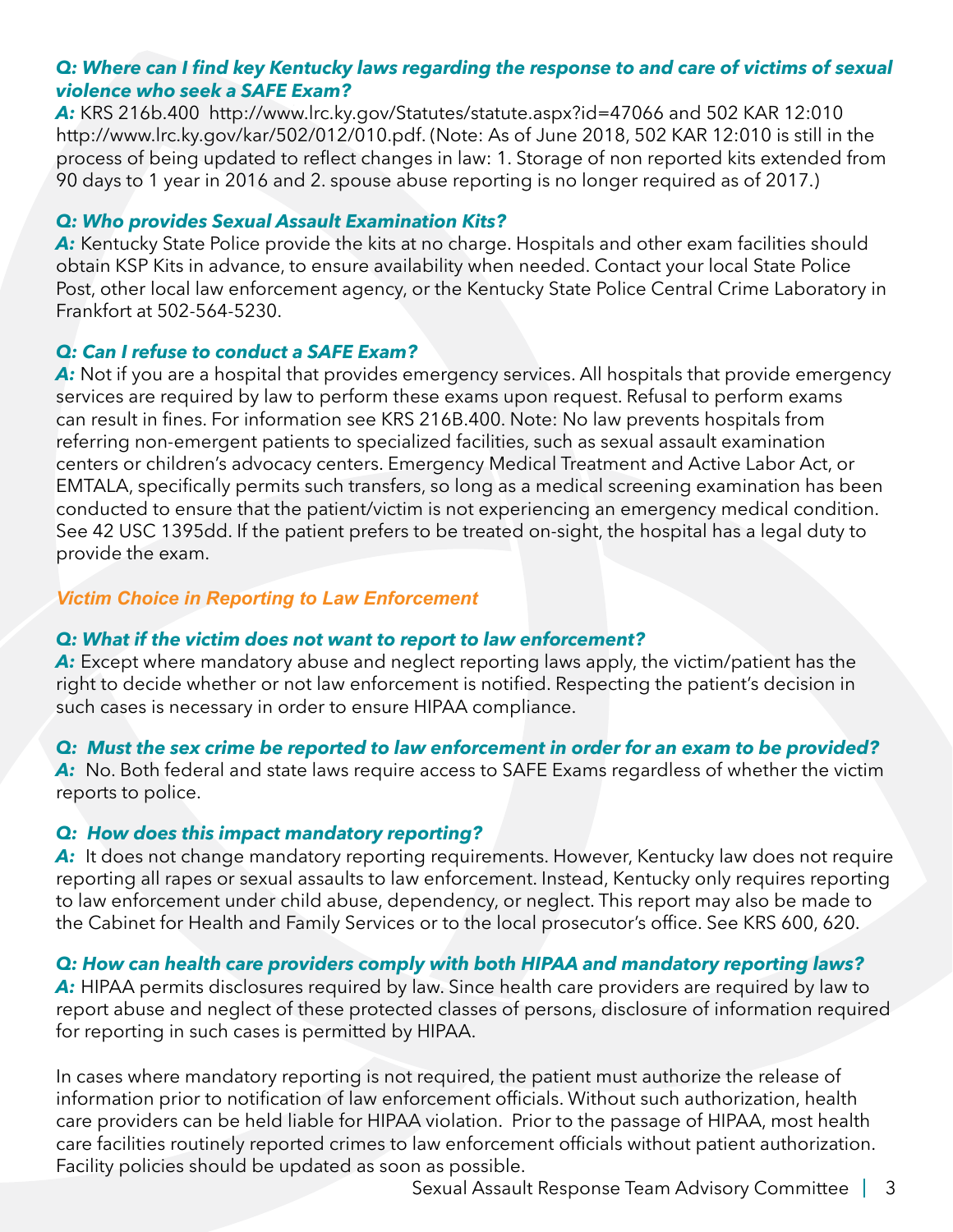***Q: Where can I find key Kentucky laws regarding the response to and care of victims of sexual violence who seek a SAFE Exam?***

***A:*** KRS 216b.400 http://www.lrc.ky.gov/Statutes/statute.aspx?id=47066 and 502 KAR 12:010 http://www.lrc.ky.gov/kar/502/012/010.pdf. (Note: As of June 2018, 502 KAR 12:010 is still in the process of being updated to reflect changes in law: 1. Storage of non reported kits extended from 90 days to 1 year in 2016 and 2. spouse abuse reporting is no longer required as of 2017.)

***Q: Who provides Sexual Assault Examination Kits?***

***A:*** Kentucky State Police provide the kits at no charge. Hospitals and other exam facilities should obtain KSP Kits in advance, to ensure availability when needed. Contact your local State Police Post, other local law enforcement agency, or the Kentucky State Police Central Crime Laboratory in Frankfort at 502-564-5230.

***Q: Can I refuse to conduct a SAFE Exam?***

***A:*** Not if you are a hospital that provides emergency services. All hospitals that provide emergency services are required by law to perform these exams upon request. Refusal to perform exams can result in fines. For information see KRS 216B.400. Note: No law prevents hospitals from referring non-emergent patients to specialized facilities, such as sexual assault examination centers or children's advocacy centers. Emergency Medical Treatment and Active Labor Act, or EMTALA, specifically permits such transfers, so long as a medical screening examination has been conducted to ensure that the patient/victim is not experiencing an emergency medical condition. See 42 USC 1395dd. If the patient prefers to be treated on-sight, the hospital has a legal duty to provide the exam.

## *Victim Choice in Reporting to Law Enforcement*

***Q: What if the victim does not want to report to law enforcement?***

***A:*** Except where mandatory abuse and neglect reporting laws apply, the victim/patient has the right to decide whether or not law enforcement is notified. Respecting the patient's decision in such cases is necessary in order to ensure HIPAA compliance.

***Q: Must the sex crime be reported to law enforcement in order for an exam to be provided?***

***A:*** No. Both federal and state laws require access to SAFE Exams regardless of whether the victim reports to police.

***Q: How does this impact mandatory reporting?***

***A:*** It does not change mandatory reporting requirements. However, Kentucky law does not require reporting all rapes or sexual assaults to law enforcement. Instead, Kentucky only requires reporting to law enforcement under child abuse, dependency, or neglect. This report may also be made to the Cabinet for Health and Family Services or to the local prosecutor's office. See KRS 600, 620.

***Q: How can health care providers comply with both HIPAA and mandatory reporting laws?***

***A:*** HIPAA permits disclosures required by law. Since health care providers are required by law to report abuse and neglect of these protected classes of persons, disclosure of information required for reporting in such cases is permitted by HIPAA.

In cases where mandatory reporting is not required, the patient must authorize the release of information prior to notification of law enforcement officials. Without such authorization, health care providers can be held liable for HIPAA violation. Prior to the passage of HIPAA, most health care facilities routinely reported crimes to law enforcement officials without patient authorization. Facility policies should be updated as soon as possible.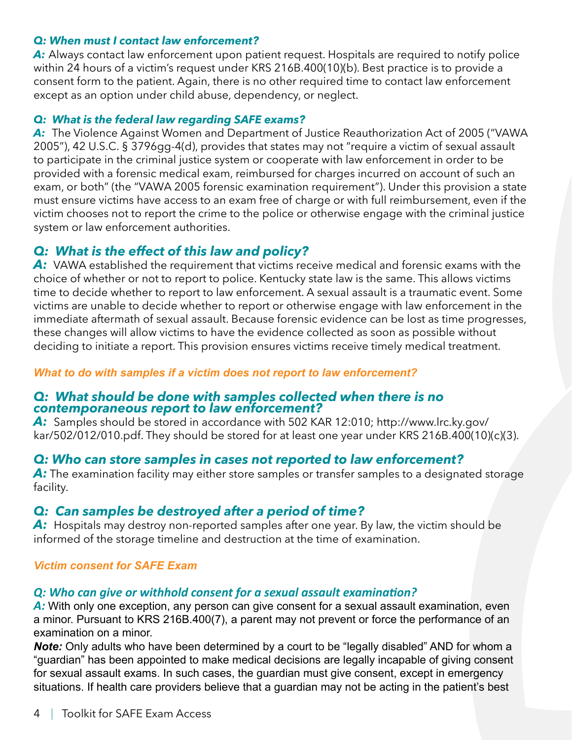***Q: When must I contact law enforcement?***

***A:*** Always contact law enforcement upon patient request. Hospitals are required to notify police within 24 hours of a victim's request under KRS 216B.400(10)(b). Best practice is to provide a consent form to the patient. Again, there is no other required time to contact law enforcement except as an option under child abuse, dependency, or neglect.

***Q: What is the federal law regarding SAFE exams?***

***A:*** The Violence Against Women and Department of Justice Reauthorization Act of 2005 ("VAWA 2005"), 42 U.S.C. § 3796gg-4(d), provides that states may not "require a victim of sexual assault to participate in the criminal justice system or cooperate with law enforcement in order to be provided with a forensic medical exam, reimbursed for charges incurred on account of such an exam, or both" (the "VAWA 2005 forensic examination requirement"). Under this provision a state must ensure victims have access to an exam free of charge or with full reimbursement, even if the victim chooses not to report the crime to the police or otherwise engage with the criminal justice system or law enforcement authorities.

### *Q: What is the effect of this law and policy?*

***A:*** VAWA established the requirement that victims receive medical and forensic exams with the choice of whether or not to report to police. Kentucky state law is the same. This allows victims time to decide whether to report to law enforcement. A sexual assault is a traumatic event. Some victims are unable to decide whether to report or otherwise engage with law enforcement in the immediate aftermath of sexual assault. Because forensic evidence can be lost as time progresses, these changes will allow victims to have the evidence collected as soon as possible without deciding to initiate a report. This provision ensures victims receive timely medical treatment.

***What to do with samples if a victim does not report to law enforcement?***

### *Q: What should be done with samples collected when there is no contemporaneous report to law enforcement?*

***A:*** Samples should be stored in accordance with 502 KAR 12:010; http://www.lrc.ky.gov/kar/502/012/010.pdf. They should be stored for at least one year under KRS 216B.400(10)(c)(3).

### *Q: Who can store samples in cases not reported to law enforcement?*

***A:*** The examination facility may either store samples or transfer samples to a designated storage facility.

### *Q: Can samples be destroyed after a period of time?*

***A:*** Hospitals may destroy non-reported samples after one year. By law, the victim should be informed of the storage timeline and destruction at the time of examination.

***Victim consent for SAFE Exam***

***Q: Who can give or withhold consent for a sexual assault examination?***

***A:*** With only one exception, any person can give consent for a sexual assault examination, even a minor. Pursuant to KRS 216B.400(7), a parent may not prevent or force the performance of an examination on a minor.

***Note:*** Only adults who have been determined by a court to be "legally disabled" AND for whom a "guardian" has been appointed to make medical decisions are legally incapable of giving consent for sexual assault exams. In such cases, the guardian must give consent, except in emergency situations. If health care providers believe that a guardian may not be acting in the patient's best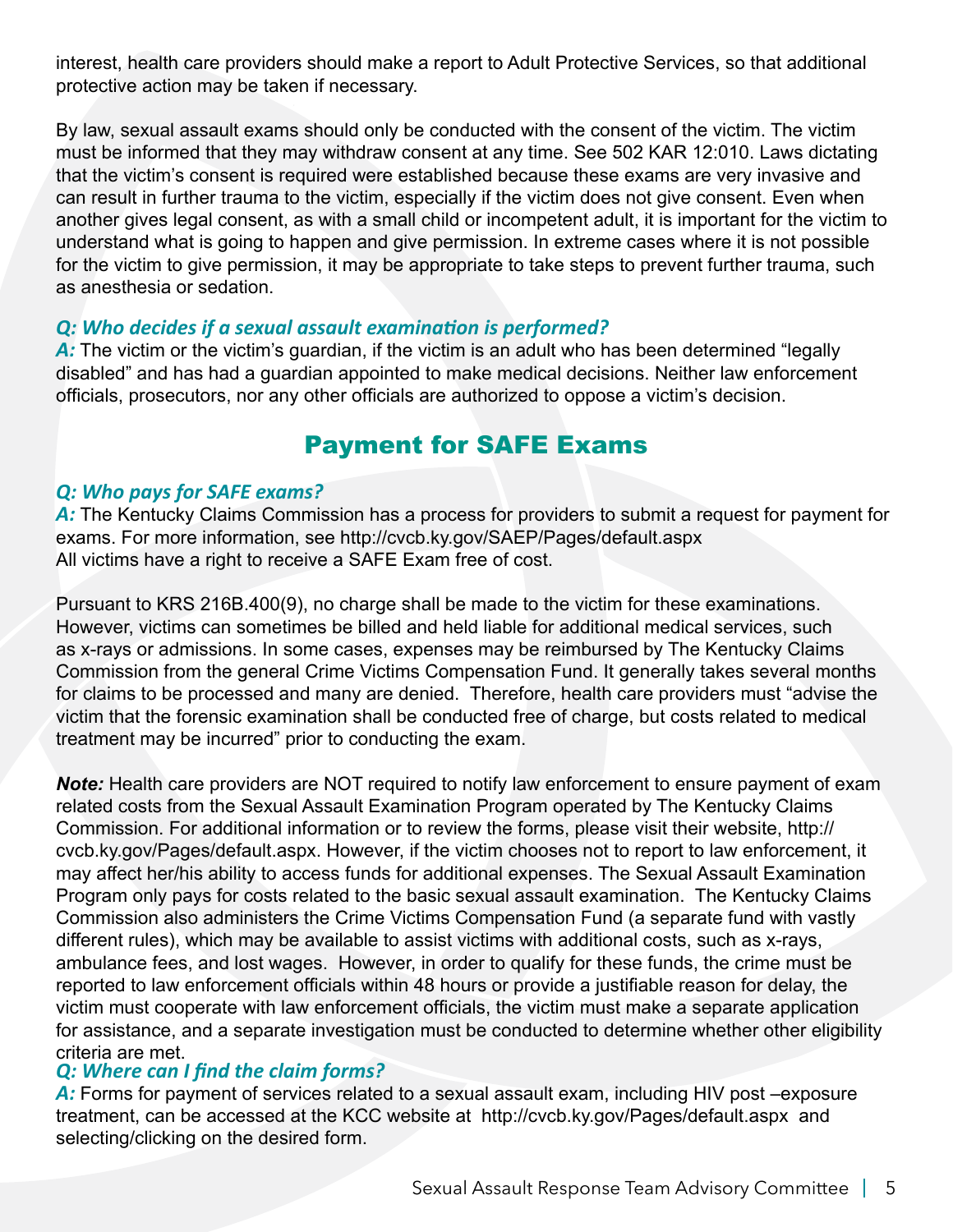interest, health care providers should make a report to Adult Protective Services, so that additional protective action may be taken if necessary.

By law, sexual assault exams should only be conducted with the consent of the victim. The victim must be informed that they may withdraw consent at any time. See 502 KAR 12:010. Laws dictating that the victim's consent is required were established because these exams are very invasive and can result in further trauma to the victim, especially if the victim does not give consent. Even when another gives legal consent, as with a small child or incompetent adult, it is important for the victim to understand what is going to happen and give permission. In extreme cases where it is not possible for the victim to give permission, it may be appropriate to take steps to prevent further trauma, such as anesthesia or sedation.

***Q: Who decides if a sexual assault examination is performed?***

***A:*** The victim or the victim's guardian, if the victim is an adult who has been determined "legally disabled" and has had a guardian appointed to make medical decisions. Neither law enforcement officials, prosecutors, nor any other officials are authorized to oppose a victim's decision.

## Payment for SAFE Exams

***Q: Who pays for SAFE exams?***

***A:*** The Kentucky Claims Commission has a process for providers to submit a request for payment for exams. For more information, see http://cvcb.ky.gov/SAEP/Pages/default.aspx
All victims have a right to receive a SAFE Exam free of cost.

Pursuant to KRS 216B.400(9), no charge shall be made to the victim for these examinations. However, victims can sometimes be billed and held liable for additional medical services, such as x-rays or admissions. In some cases, expenses may be reimbursed by The Kentucky Claims Commission from the general Crime Victims Compensation Fund. It generally takes several months for claims to be processed and many are denied. Therefore, health care providers must "advise the victim that the forensic examination shall be conducted free of charge, but costs related to medical treatment may be incurred" prior to conducting the exam.

***Note:*** Health care providers are NOT required to notify law enforcement to ensure payment of exam related costs from the Sexual Assault Examination Program operated by The Kentucky Claims Commission. For additional information or to review the forms, please visit their website, http://cvcb.ky.gov/Pages/default.aspx. However, if the victim chooses not to report to law enforcement, it may affect her/his ability to access funds for additional expenses. The Sexual Assault Examination Program only pays for costs related to the basic sexual assault examination. The Kentucky Claims Commission also administers the Crime Victims Compensation Fund (a separate fund with vastly different rules), which may be available to assist victims with additional costs, such as x-rays, ambulance fees, and lost wages. However, in order to qualify for these funds, the crime must be reported to law enforcement officials within 48 hours or provide a justifiable reason for delay, the victim must cooperate with law enforcement officials, the victim must make a separate application for assistance, and a separate investigation must be conducted to determine whether other eligibility criteria are met.

***Q: Where can I find the claim forms?***

***A:*** Forms for payment of services related to a sexual assault exam, including HIV post –exposure treatment, can be accessed at the KCC website at http://cvcb.ky.gov/Pages/default.aspx and selecting/clicking on the desired form.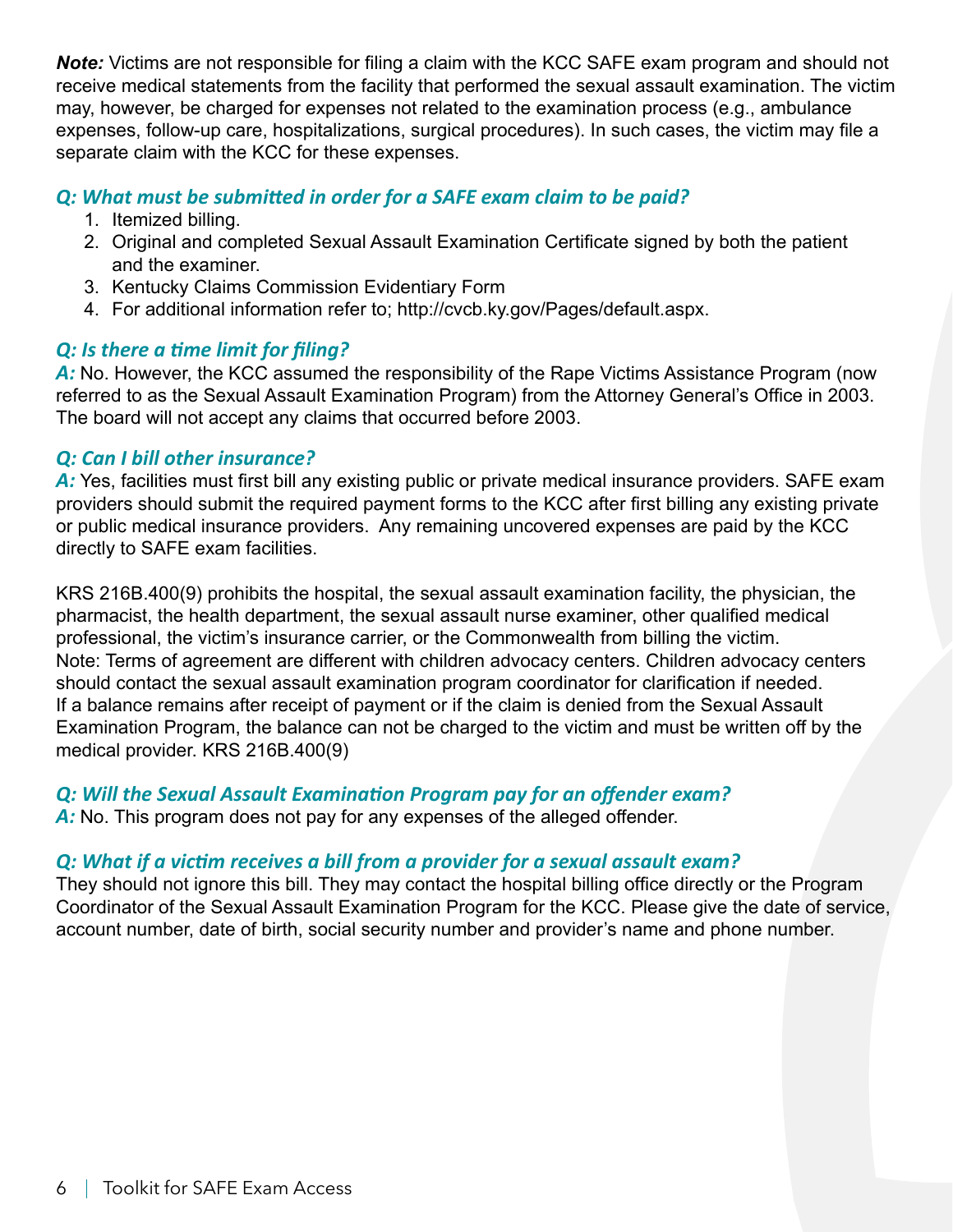***Note:*** Victims are not responsible for filing a claim with the KCC SAFE exam program and should not receive medical statements from the facility that performed the sexual assault examination. The victim may, however, be charged for expenses not related to the examination process (e.g., ambulance expenses, follow-up care, hospitalizations, surgical procedures). In such cases, the victim may file a separate claim with the KCC for these expenses.

### *Q: What must be submitted in order for a SAFE exam claim to be paid?*

1. Itemized billing.
2. Original and completed Sexual Assault Examination Certificate signed by both the patient and the examiner.
3. Kentucky Claims Commission Evidentiary Form
4. For additional information refer to; http://cvcb.ky.gov/Pages/default.aspx.

### *Q: Is there a time limit for filing?*

***A:*** No. However, the KCC assumed the responsibility of the Rape Victims Assistance Program (now referred to as the Sexual Assault Examination Program) from the Attorney General's Office in 2003. The board will not accept any claims that occurred before 2003.

### *Q: Can I bill other insurance?*

***A:*** Yes, facilities must first bill any existing public or private medical insurance providers. SAFE exam providers should submit the required payment forms to the KCC after first billing any existing private or public medical insurance providers. Any remaining uncovered expenses are paid by the KCC directly to SAFE exam facilities.

KRS 216B.400(9) prohibits the hospital, the sexual assault examination facility, the physician, the pharmacist, the health department, the sexual assault nurse examiner, other qualified medical professional, the victim's insurance carrier, or the Commonwealth from billing the victim.
Note: Terms of agreement are different with children advocacy centers. Children advocacy centers should contact the sexual assault examination program coordinator for clarification if needed.
If a balance remains after receipt of payment or if the claim is denied from the Sexual Assault Examination Program, the balance can not be charged to the victim and must be written off by the medical provider. KRS 216B.400(9)

### *Q: Will the Sexual Assault Examination Program pay for an offender exam?*

***A:*** No. This program does not pay for any expenses of the alleged offender.

### *Q: What if a victim receives a bill from a provider for a sexual assault exam?*

They should not ignore this bill. They may contact the hospital billing office directly or the Program Coordinator of the Sexual Assault Examination Program for the KCC. Please give the date of service, account number, date of birth, social security number and provider's name and phone number.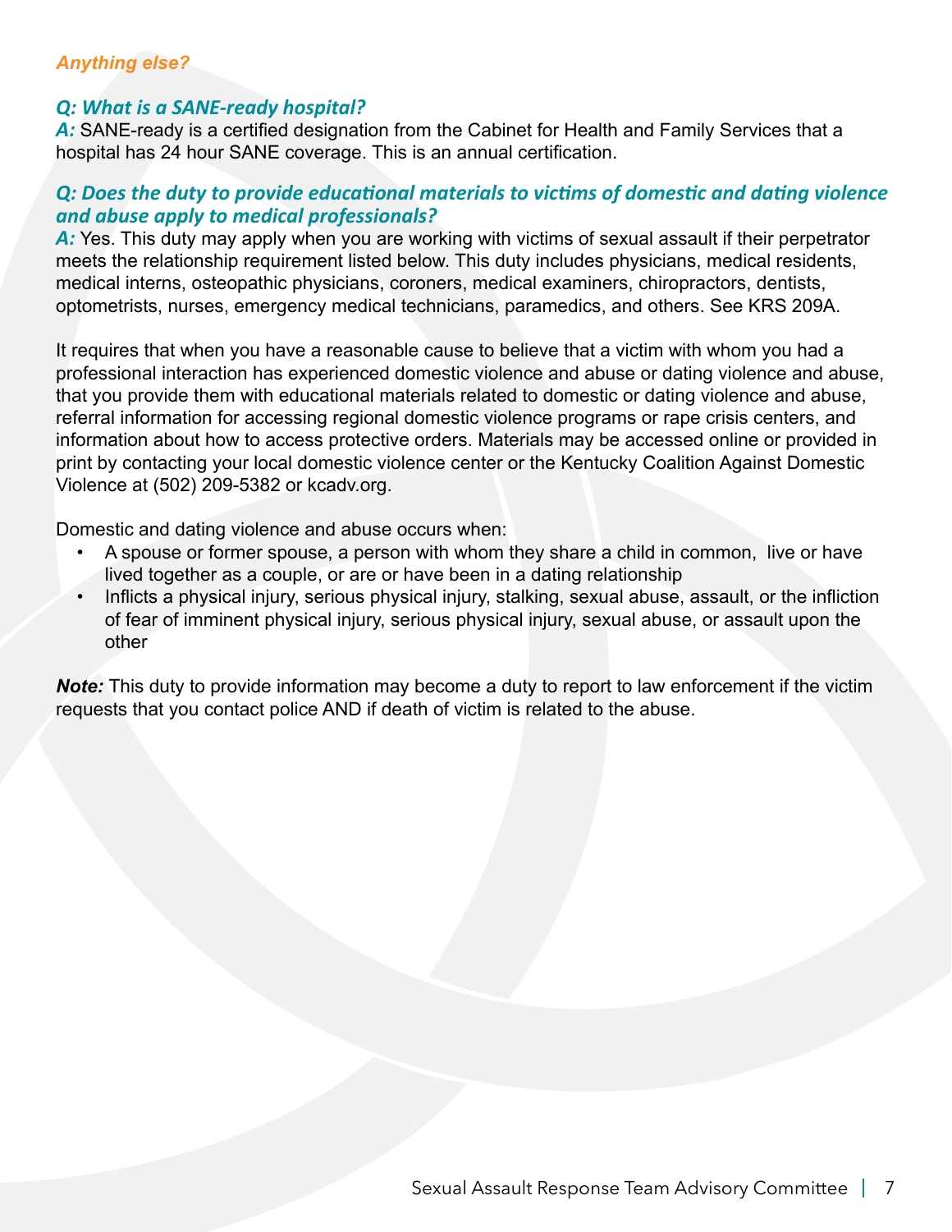### *Anything else?*

***Q: What is a SANE-ready hospital?***

***A:*** SANE-ready is a certified designation from the Cabinet for Health and Family Services that a hospital has 24 hour SANE coverage. This is an annual certification.

***Q: Does the duty to provide educational materials to victims of domestic and dating violence and abuse apply to medical professionals?***

***A:*** Yes. This duty may apply when you are working with victims of sexual assault if their perpetrator meets the relationship requirement listed below. This duty includes physicians, medical residents, medical interns, osteopathic physicians, coroners, medical examiners, chiropractors, dentists, optometrists, nurses, emergency medical technicians, paramedics, and others. See KRS 209A.

It requires that when you have a reasonable cause to believe that a victim with whom you had a professional interaction has experienced domestic violence and abuse or dating violence and abuse, that you provide them with educational materials related to domestic or dating violence and abuse, referral information for accessing regional domestic violence programs or rape crisis centers, and information about how to access protective orders. Materials may be accessed online or provided in print by contacting your local domestic violence center or the Kentucky Coalition Against Domestic Violence at (502) 209-5382 or kcadv.org.

Domestic and dating violence and abuse occurs when:

- A spouse or former spouse, a person with whom they share a child in common, live or have lived together as a couple, or are or have been in a dating relationship
- Inflicts a physical injury, serious physical injury, stalking, sexual abuse, assault, or the infliction of fear of imminent physical injury, serious physical injury, sexual abuse, or assault upon the other

***Note:*** This duty to provide information may become a duty to report to law enforcement if the victim requests that you contact police AND if death of victim is related to the abuse.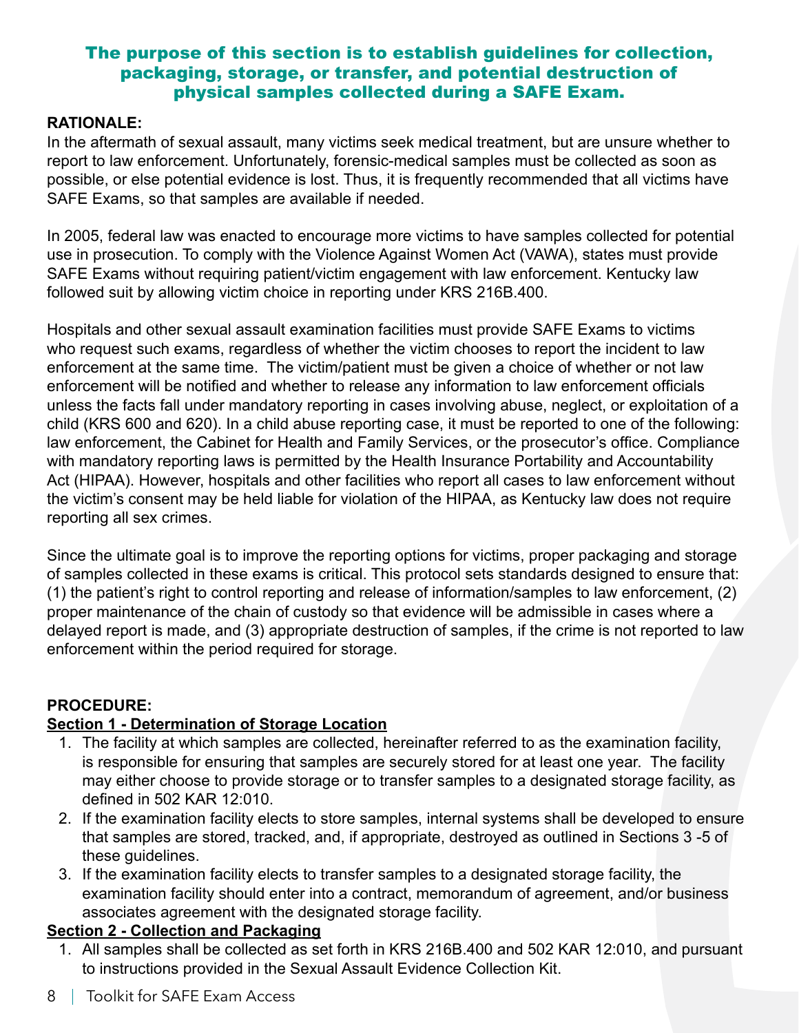## The purpose of this section is to establish guidelines for collection, packaging, storage, or transfer, and potential destruction of physical samples collected during a SAFE Exam.

**RATIONALE:**

In the aftermath of sexual assault, many victims seek medical treatment, but are unsure whether to report to law enforcement. Unfortunately, forensic-medical samples must be collected as soon as possible, or else potential evidence is lost. Thus, it is frequently recommended that all victims have SAFE Exams, so that samples are available if needed.

In 2005, federal law was enacted to encourage more victims to have samples collected for potential use in prosecution. To comply with the Violence Against Women Act (VAWA), states must provide SAFE Exams without requiring patient/victim engagement with law enforcement. Kentucky law followed suit by allowing victim choice in reporting under KRS 216B.400.

Hospitals and other sexual assault examination facilities must provide SAFE Exams to victims who request such exams, regardless of whether the victim chooses to report the incident to law enforcement at the same time. The victim/patient must be given a choice of whether or not law enforcement will be notified and whether to release any information to law enforcement officials unless the facts fall under mandatory reporting in cases involving abuse, neglect, or exploitation of a child (KRS 600 and 620). In a child abuse reporting case, it must be reported to one of the following: law enforcement, the Cabinet for Health and Family Services, or the prosecutor's office. Compliance with mandatory reporting laws is permitted by the Health Insurance Portability and Accountability Act (HIPAA). However, hospitals and other facilities who report all cases to law enforcement without the victim's consent may be held liable for violation of the HIPAA, as Kentucky law does not require reporting all sex crimes.

Since the ultimate goal is to improve the reporting options for victims, proper packaging and storage of samples collected in these exams is critical. This protocol sets standards designed to ensure that: (1) the patient's right to control reporting and release of information/samples to law enforcement, (2) proper maintenance of the chain of custody so that evidence will be admissible in cases where a delayed report is made, and (3) appropriate destruction of samples, if the crime is not reported to law enforcement within the period required for storage.

**PROCEDURE:**

**Section 1 - Determination of Storage Location**

1. The facility at which samples are collected, hereinafter referred to as the examination facility, is responsible for ensuring that samples are securely stored for at least one year. The facility may either choose to provide storage or to transfer samples to a designated storage facility, as defined in 502 KAR 12:010.
2. If the examination facility elects to store samples, internal systems shall be developed to ensure that samples are stored, tracked, and, if appropriate, destroyed as outlined in Sections 3 -5 of these guidelines.
3. If the examination facility elects to transfer samples to a designated storage facility, the examination facility should enter into a contract, memorandum of agreement, and/or business associates agreement with the designated storage facility.

**Section 2 - Collection and Packaging**

1. All samples shall be collected as set forth in KRS 216B.400 and 502 KAR 12:010, and pursuant to instructions provided in the Sexual Assault Evidence Collection Kit.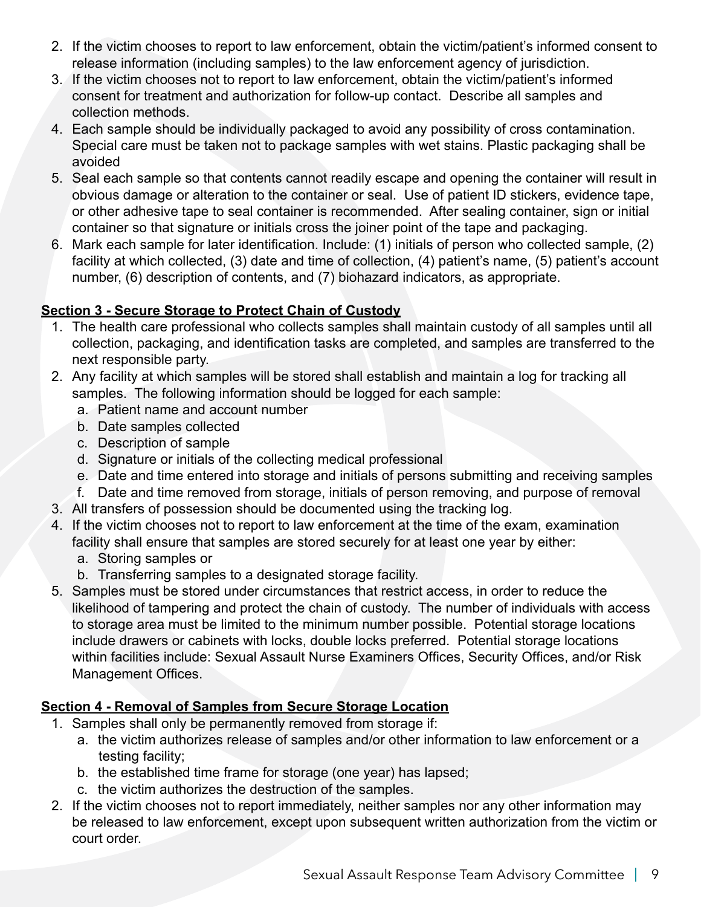2. If the victim chooses to report to law enforcement, obtain the victim/patient's informed consent to release information (including samples) to the law enforcement agency of jurisdiction.
3. If the victim chooses not to report to law enforcement, obtain the victim/patient's informed consent for treatment and authorization for follow-up contact. Describe all samples and collection methods.
4. Each sample should be individually packaged to avoid any possibility of cross contamination. Special care must be taken not to package samples with wet stains. Plastic packaging shall be avoided
5. Seal each sample so that contents cannot readily escape and opening the container will result in obvious damage or alteration to the container or seal. Use of patient ID stickers, evidence tape, or other adhesive tape to seal container is recommended. After sealing container, sign or initial container so that signature or initials cross the joiner point of the tape and packaging.
6. Mark each sample for later identification. Include: (1) initials of person who collected sample, (2) facility at which collected, (3) date and time of collection, (4) patient's name, (5) patient's account number, (6) description of contents, and (7) biohazard indicators, as appropriate.

**Section 3 - Secure Storage to Protect Chain of Custody**

1. The health care professional who collects samples shall maintain custody of all samples until all collection, packaging, and identification tasks are completed, and samples are transferred to the next responsible party.
2. Any facility at which samples will be stored shall establish and maintain a log for tracking all samples. The following information should be logged for each sample:
   a. Patient name and account number
   b. Date samples collected
   c. Description of sample
   d. Signature or initials of the collecting medical professional
   e. Date and time entered into storage and initials of persons submitting and receiving samples
   f. Date and time removed from storage, initials of person removing, and purpose of removal
3. All transfers of possession should be documented using the tracking log.
4. If the victim chooses not to report to law enforcement at the time of the exam, examination facility shall ensure that samples are stored securely for at least one year by either:
   a. Storing samples or
   b. Transferring samples to a designated storage facility.
5. Samples must be stored under circumstances that restrict access, in order to reduce the likelihood of tampering and protect the chain of custody. The number of individuals with access to storage area must be limited to the minimum number possible. Potential storage locations include drawers or cabinets with locks, double locks preferred. Potential storage locations within facilities include: Sexual Assault Nurse Examiners Offices, Security Offices, and/or Risk Management Offices.

**Section 4 - Removal of Samples from Secure Storage Location**

1. Samples shall only be permanently removed from storage if:
   a. the victim authorizes release of samples and/or other information to law enforcement or a testing facility;
   b. the established time frame for storage (one year) has lapsed;
   c. the victim authorizes the destruction of the samples.
2. If the victim chooses not to report immediately, neither samples nor any other information may be released to law enforcement, except upon subsequent written authorization from the victim or court order.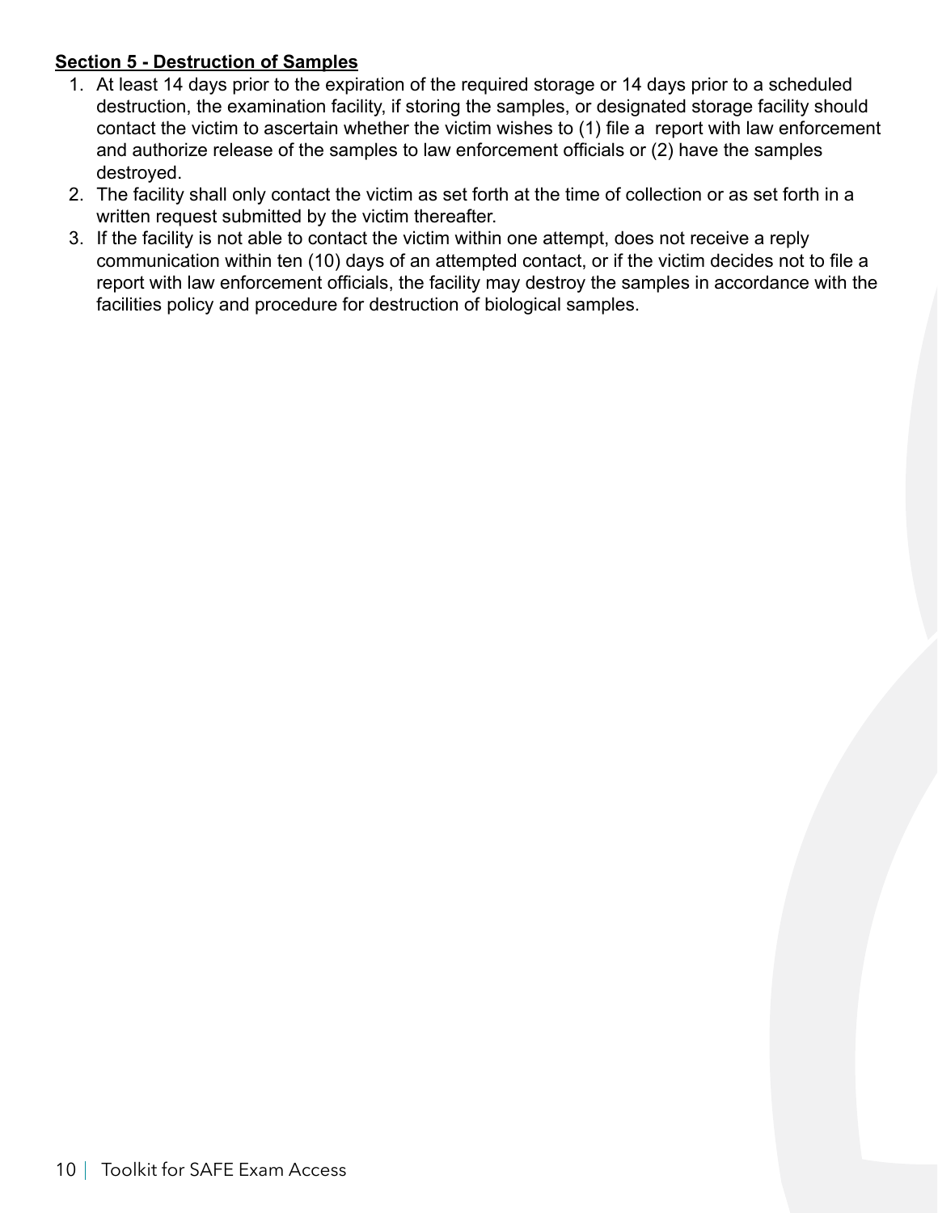**Section 5 - Destruction of Samples**

1. At least 14 days prior to the expiration of the required storage or 14 days prior to a scheduled destruction, the examination facility, if storing the samples, or designated storage facility should contact the victim to ascertain whether the victim wishes to (1) file a report with law enforcement and authorize release of the samples to law enforcement officials or (2) have the samples destroyed.
2. The facility shall only contact the victim as set forth at the time of collection or as set forth in a written request submitted by the victim thereafter.
3. If the facility is not able to contact the victim within one attempt, does not receive a reply communication within ten (10) days of an attempted contact, or if the victim decides not to file a report with law enforcement officials, the facility may destroy the samples in accordance with the facilities policy and procedure for destruction of biological samples.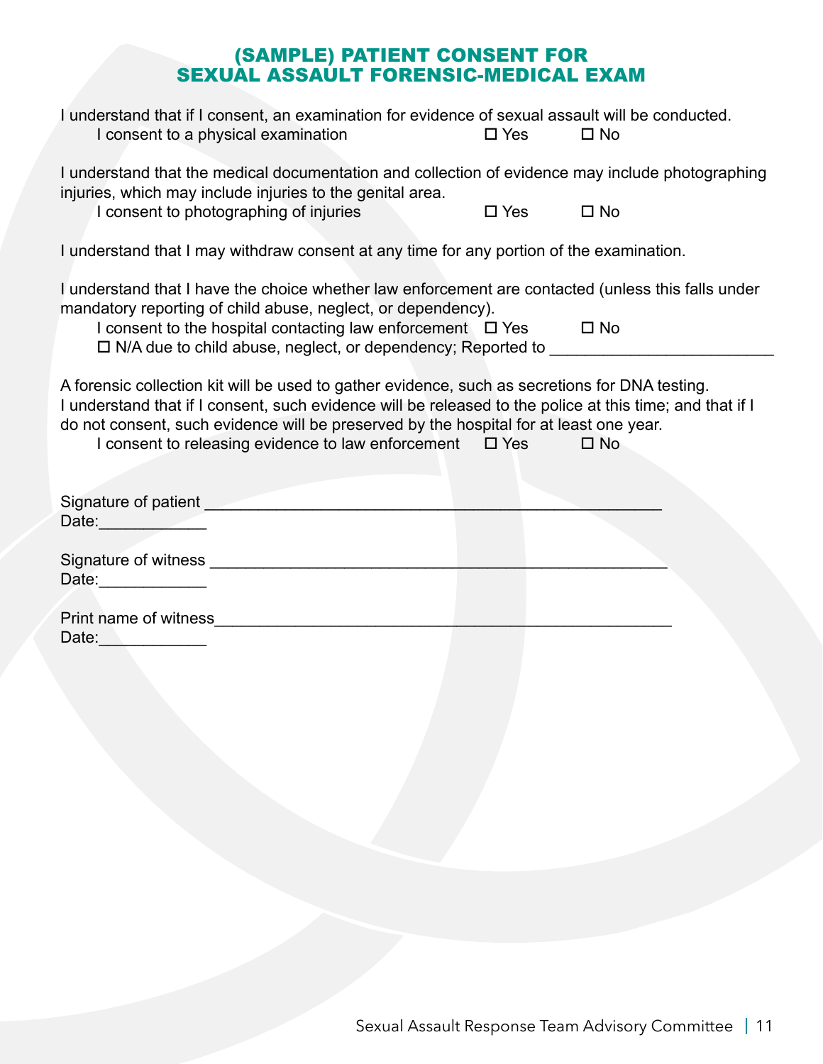# (SAMPLE) PATIENT CONSENT FOR SEXUAL ASSAULT FORENSIC-MEDICAL EXAM

I understand that if I consent, an examination for evidence of sexual assault will be conducted.

I consent to a physical examination ☐ Yes ☐ No

I understand that the medical documentation and collection of evidence may include photographing injuries, which may include injuries to the genital area.

I consent to photographing of injuries ☐ Yes ☐ No

I understand that I may withdraw consent at any time for any portion of the examination.

I understand that I have the choice whether law enforcement are contacted (unless this falls under mandatory reporting of child abuse, neglect, or dependency).

I consent to the hospital contacting law enforcement ☐ Yes ☐ No

☐ N/A due to child abuse, neglect, or dependency; Reported to ________________________

A forensic collection kit will be used to gather evidence, such as secretions for DNA testing. I understand that if I consent, such evidence will be released to the police at this time; and that if I do not consent, such evidence will be preserved by the hospital for at least one year.

I consent to releasing evidence to law enforcement ☐ Yes ☐ No

Signature of patient ___________________________________________________
Date:____________

Signature of witness ___________________________________________________
Date:____________

Print name of witness___________________________________________________
Date:____________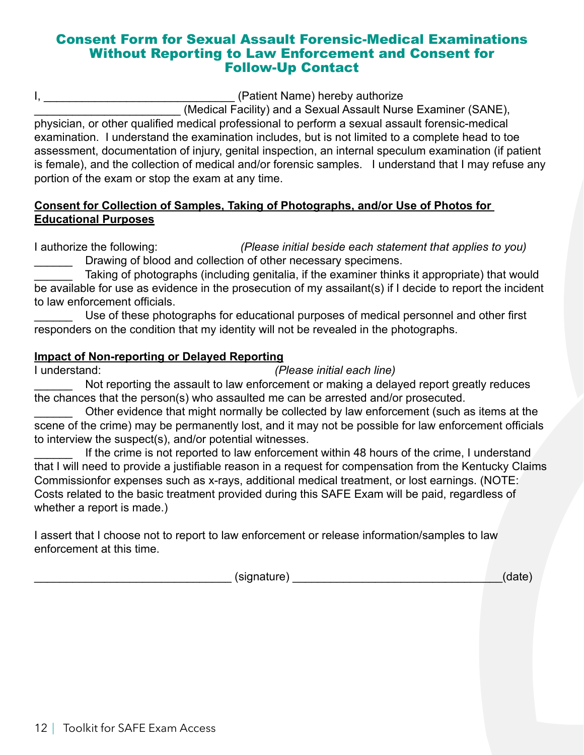# Consent Form for Sexual Assault Forensic-Medical Examinations Without Reporting to Law Enforcement and Consent for Follow-Up Contact

I, ______________________________ (Patient Name) hereby authorize ______________________ (Medical Facility) and a Sexual Assault Nurse Examiner (SANE), physician, or other qualified medical professional to perform a sexual assault forensic-medical examination. I understand the examination includes, but is not limited to a complete head to toe assessment, documentation of injury, genital inspection, an internal speculum examination (if patient is female), and the collection of medical and/or forensic samples. I understand that I may refuse any portion of the exam or stop the exam at any time.

**Consent for Collection of Samples, Taking of Photographs, and/or Use of Photos for Educational Purposes**

I authorize the following: *(Please initial beside each statement that applies to you)*

______ Drawing of blood and collection of other necessary specimens.

______ Taking of photographs (including genitalia, if the examiner thinks it appropriate) that would be available for use as evidence in the prosecution of my assailant(s) if I decide to report the incident to law enforcement officials.

______ Use of these photographs for educational purposes of medical personnel and other first responders on the condition that my identity will not be revealed in the photographs.

**Impact of Non-reporting or Delayed Reporting**

I understand: *(Please initial each line)*

______ Not reporting the assault to law enforcement or making a delayed report greatly reduces the chances that the person(s) who assaulted me can be arrested and/or prosecuted.

______ Other evidence that might normally be collected by law enforcement (such as items at the scene of the crime) may be permanently lost, and it may not be possible for law enforcement officials to interview the suspect(s), and/or potential witnesses.

______ If the crime is not reported to law enforcement within 48 hours of the crime, I understand that I will need to provide a justifiable reason in a request for compensation from the Kentucky Claims Commissionfor expenses such as x-rays, additional medical treatment, or lost earnings. (NOTE: Costs related to the basic treatment provided during this SAFE Exam will be paid, regardless of whether a report is made.)

I assert that I choose not to report to law enforcement or release information/samples to law enforcement at this time.

______________________________ (signature) ________________________________(date)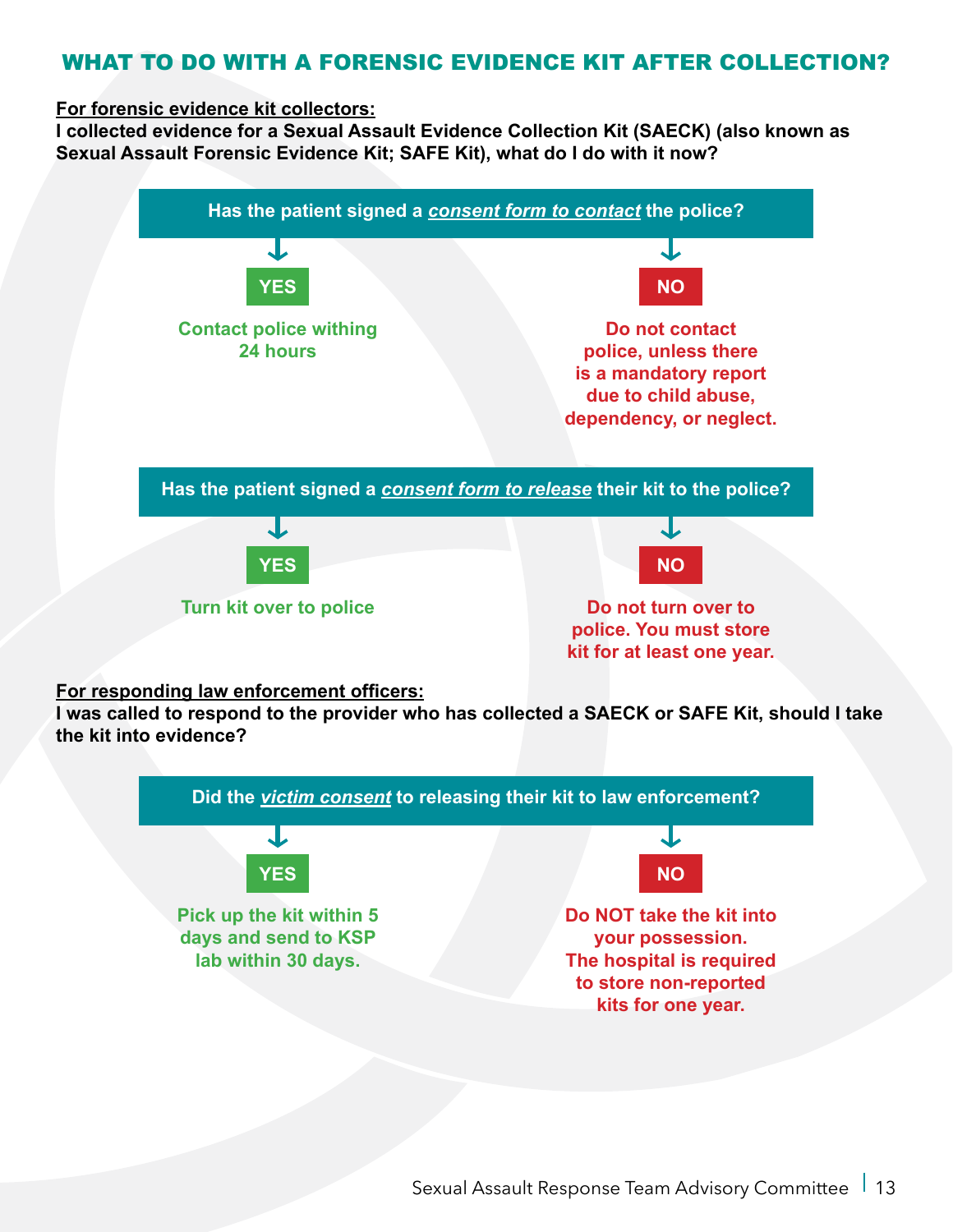## WHAT TO DO WITH A FORENSIC EVIDENCE KIT AFTER COLLECTION?

**For forensic evidence kit collectors:**

**I collected evidence for a Sexual Assault Evidence Collection Kit (SAECK) (also known as Sexual Assault Forensic Evidence Kit; SAFE Kit), what do I do with it now?**

**Has the patient signed a *consent form to contact* the police?**

- **YES** — Contact police withing 24 hours
- **NO** — Do not contact police, unless there is a mandatory report due to child abuse, dependency, or neglect.

**Has the patient signed a *consent form to release* their kit to the police?**

- **YES** — Turn kit over to police
- **NO** — Do not turn over to police. You must store kit for at least one year.

**For responding law enforcement officers:**

**I was called to respond to the provider who has collected a SAECK or SAFE Kit, should I take the kit into evidence?**

**Did the *victim consent* to releasing their kit to law enforcement?**

- **YES** — Pick up the kit within 5 days and send to KSP lab within 30 days.
- **NO** — Do NOT take the kit into your possession. The hospital is required to store non-reported kits for one year.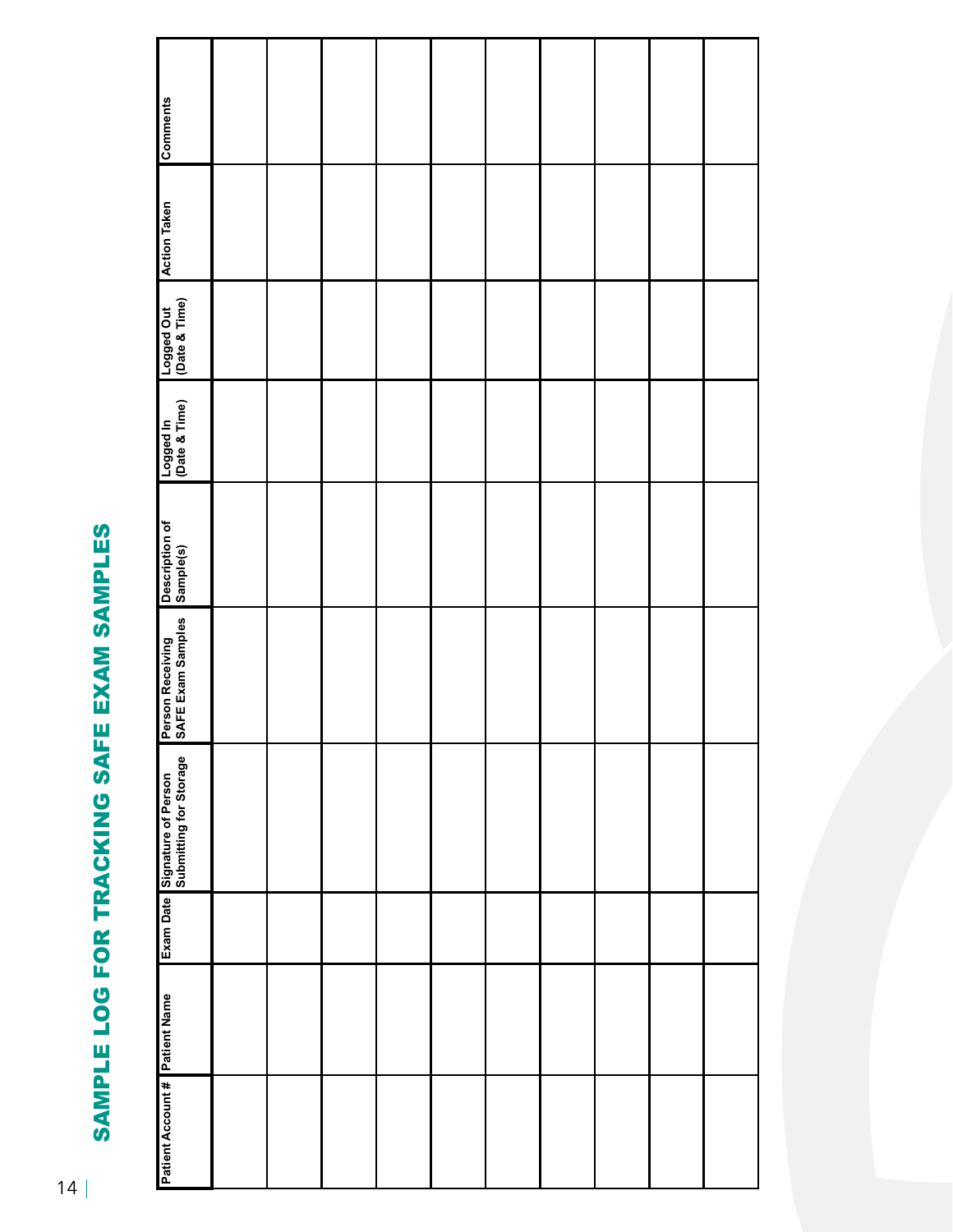# SAMPLE LOG FOR TRACKING SAFE EXAM SAMPLES

| Patient Account # | Patient Name | Exam Date | Signature of Person Submitting for Storage | Person Receiving SAFE Exam Samples | Description of Sample(s) | Logged In (Date & Time) | Logged Out (Date & Time) | Action Taken | Comments |
|---|---|---|---|---|---|---|---|---|---|
| | | | | | | | | | |
| | | | | | | | | | |
| | | | | | | | | | |
| | | | | | | | | | |
| | | | | | | | | | |
| | | | | | | | | | |
| | | | | | | | | | |
| | | | | | | | | | |
| | | | | | | | | | |
| | | | | | | | | | |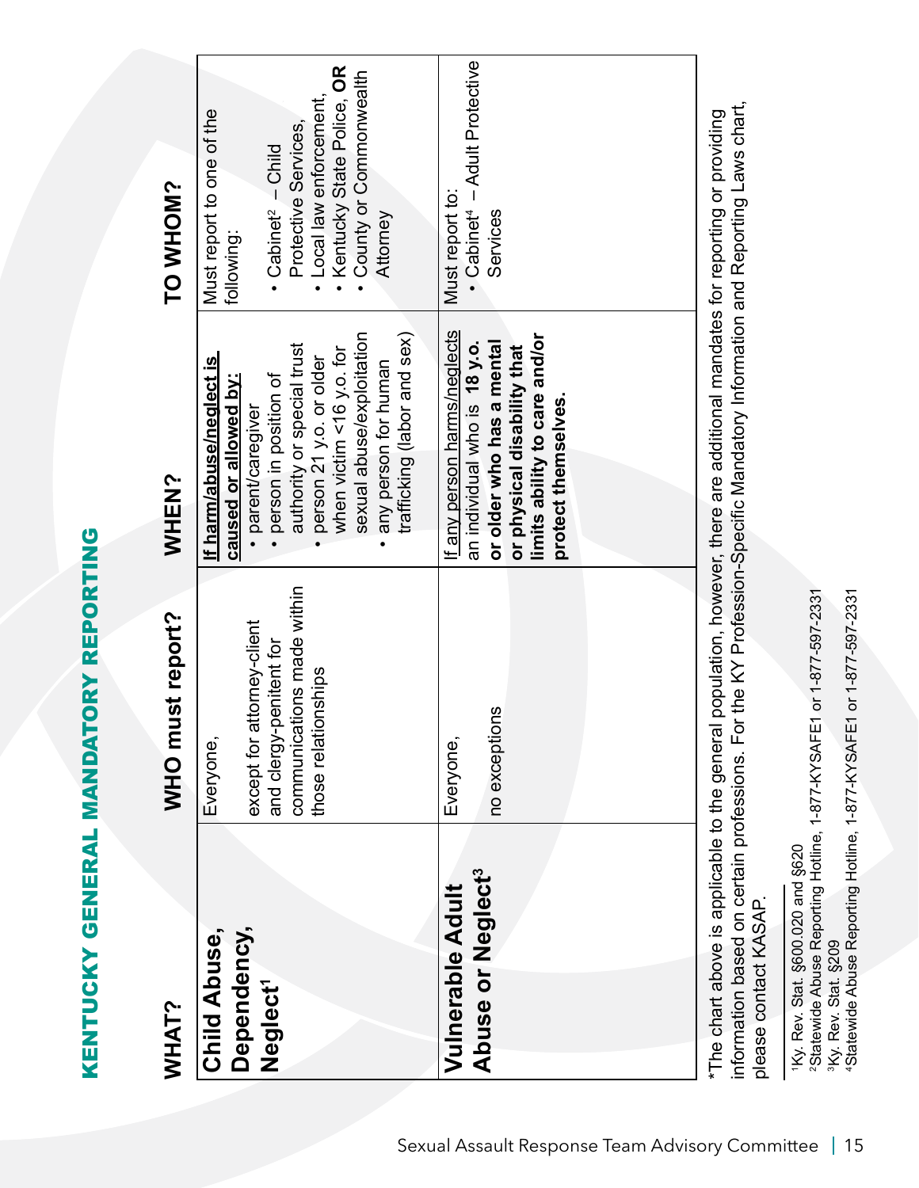# KENTUCKY GENERAL MANDATORY REPORTING

| WHAT? | WHO must report? | WHEN? | TO WHOM? |
|---|---|---|---|
| **Child Abuse, Dependency, Neglect**[1] | Everyone, except for attorney-client and clergy-penitent for communications made within those relationships | <u>If harm/abuse/neglect is caused or allowed by:</u> • parent/caregiver • person in position of authority or special trust • person 21 y.o. or older when victim <16 y.o. for sexual abuse/exploitation • any person for human trafficking (labor and sex) | Must report to one of the following: • Cabinet[2] – Child Protective Services, • Local law enforcement, • Kentucky State Police, **OR** • County or Commonwealth Attorney |
| **Vulnerable Adult Abuse or Neglect**[3] | Everyone, no exceptions | <u>If any person harms/neglects</u> an individual who is **18 y.o. or older who has a mental or physical disability that limits ability to care and/or protect themselves.** | Must report to: • Cabinet[4] – Adult Protective Services |

*The chart above is applicable to the general population, however, there are additional mandates for reporting or providing information based on certain professions. For the KY Profession-Specific Mandatory Information and Reporting Laws chart, please contact KASAP.

[1]Ky. Rev. Stat. §600.020 and §620
[2]Statewide Abuse Reporting Hotline, 1-877-KYSAFE1 or 1-877-597-2331
[3]Ky. Rev. Stat. §209
[4]Statewide Abuse Reporting Hotline, 1-877-KYSAFE1 or 1-877-597-2331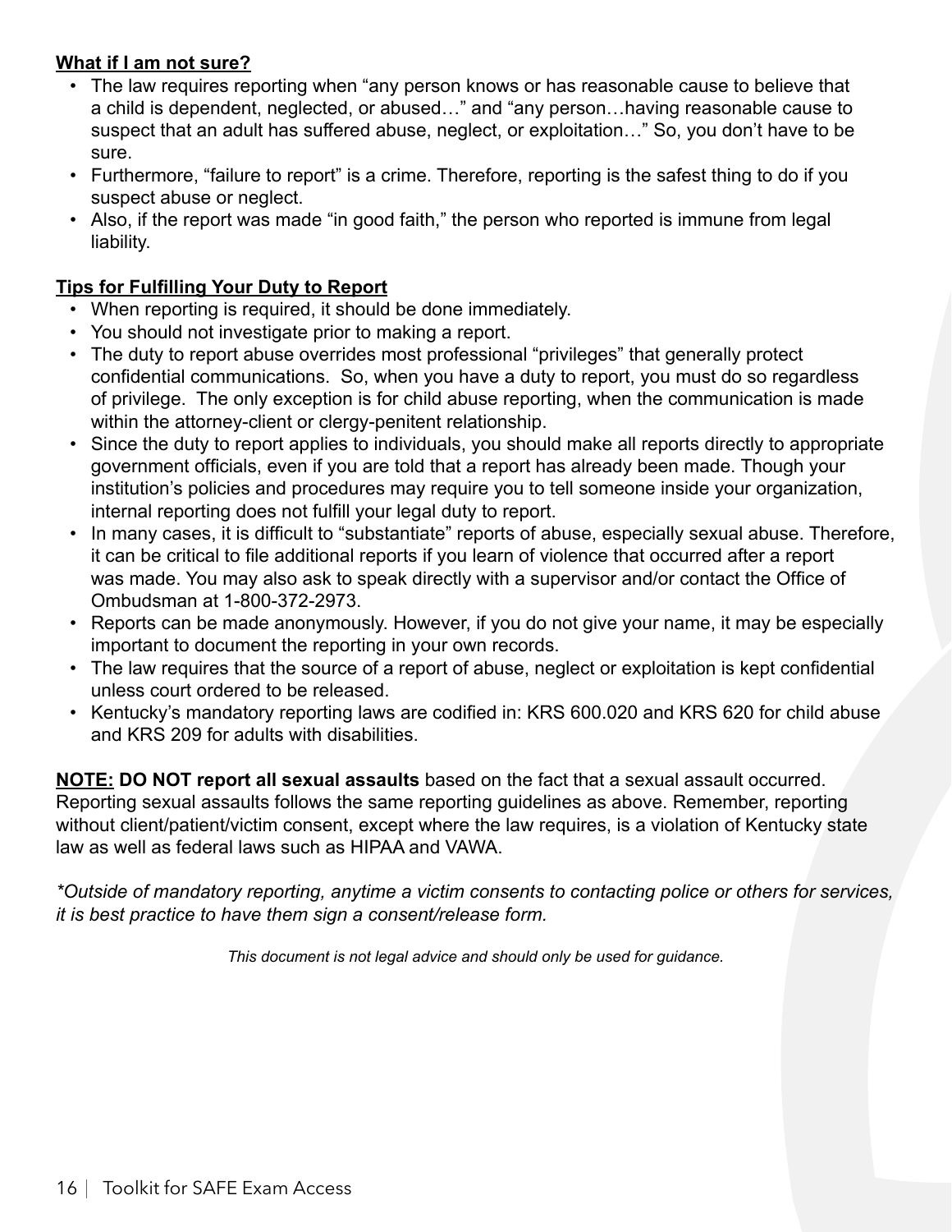**What if I am not sure?**

- The law requires reporting when "any person knows or has reasonable cause to believe that a child is dependent, neglected, or abused…" and "any person…having reasonable cause to suspect that an adult has suffered abuse, neglect, or exploitation…" So, you don't have to be sure.
- Furthermore, "failure to report" is a crime. Therefore, reporting is the safest thing to do if you suspect abuse or neglect.
- Also, if the report was made "in good faith," the person who reported is immune from legal liability.

**Tips for Fulfilling Your Duty to Report**

- When reporting is required, it should be done immediately.
- You should not investigate prior to making a report.
- The duty to report abuse overrides most professional "privileges" that generally protect confidential communications. So, when you have a duty to report, you must do so regardless of privilege. The only exception is for child abuse reporting, when the communication is made within the attorney-client or clergy-penitent relationship.
- Since the duty to report applies to individuals, you should make all reports directly to appropriate government officials, even if you are told that a report has already been made. Though your institution's policies and procedures may require you to tell someone inside your organization, internal reporting does not fulfill your legal duty to report.
- In many cases, it is difficult to "substantiate" reports of abuse, especially sexual abuse. Therefore, it can be critical to file additional reports if you learn of violence that occurred after a report was made. You may also ask to speak directly with a supervisor and/or contact the Office of Ombudsman at 1-800-372-2973.
- Reports can be made anonymously. However, if you do not give your name, it may be especially important to document the reporting in your own records.
- The law requires that the source of a report of abuse, neglect or exploitation is kept confidential unless court ordered to be released.
- Kentucky's mandatory reporting laws are codified in: KRS 600.020 and KRS 620 for child abuse and KRS 209 for adults with disabilities.

**NOTE: DO NOT report all sexual assaults** based on the fact that a sexual assault occurred. Reporting sexual assaults follows the same reporting guidelines as above. Remember, reporting without client/patient/victim consent, except where the law requires, is a violation of Kentucky state law as well as federal laws such as HIPAA and VAWA.

*\*Outside of mandatory reporting, anytime a victim consents to contacting police or others for services, it is best practice to have them sign a consent/release form.*

*This document is not legal advice and should only be used for guidance.*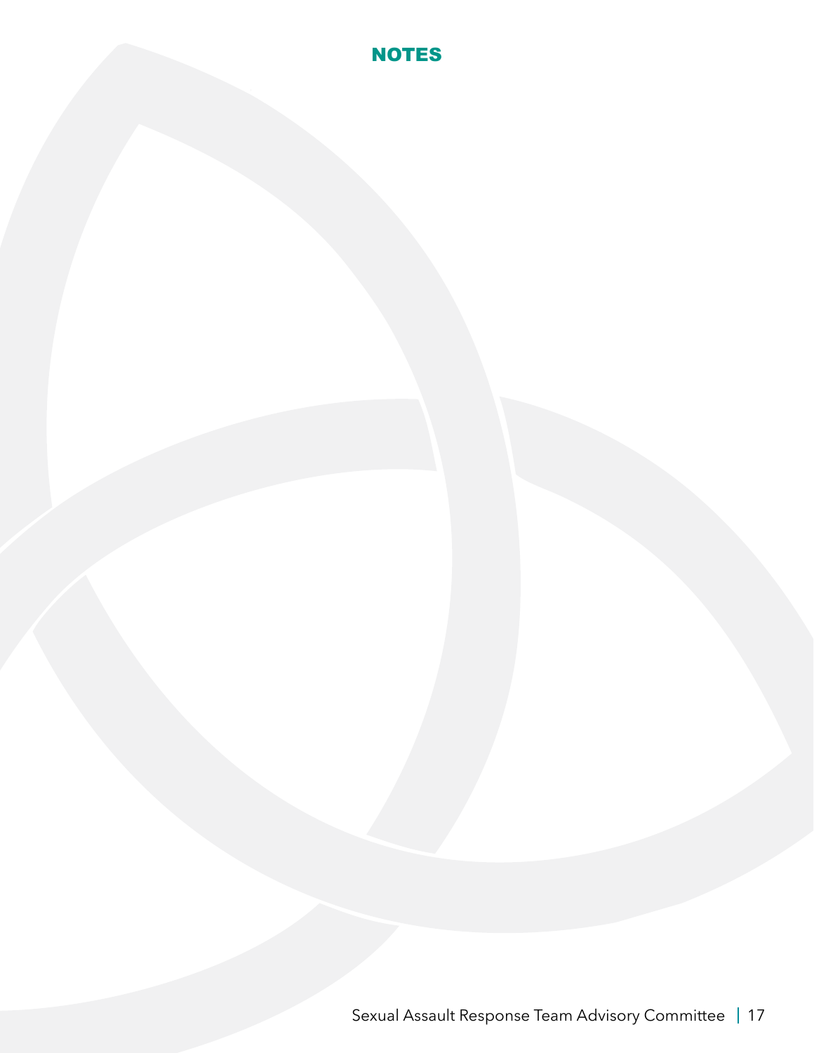# NOTES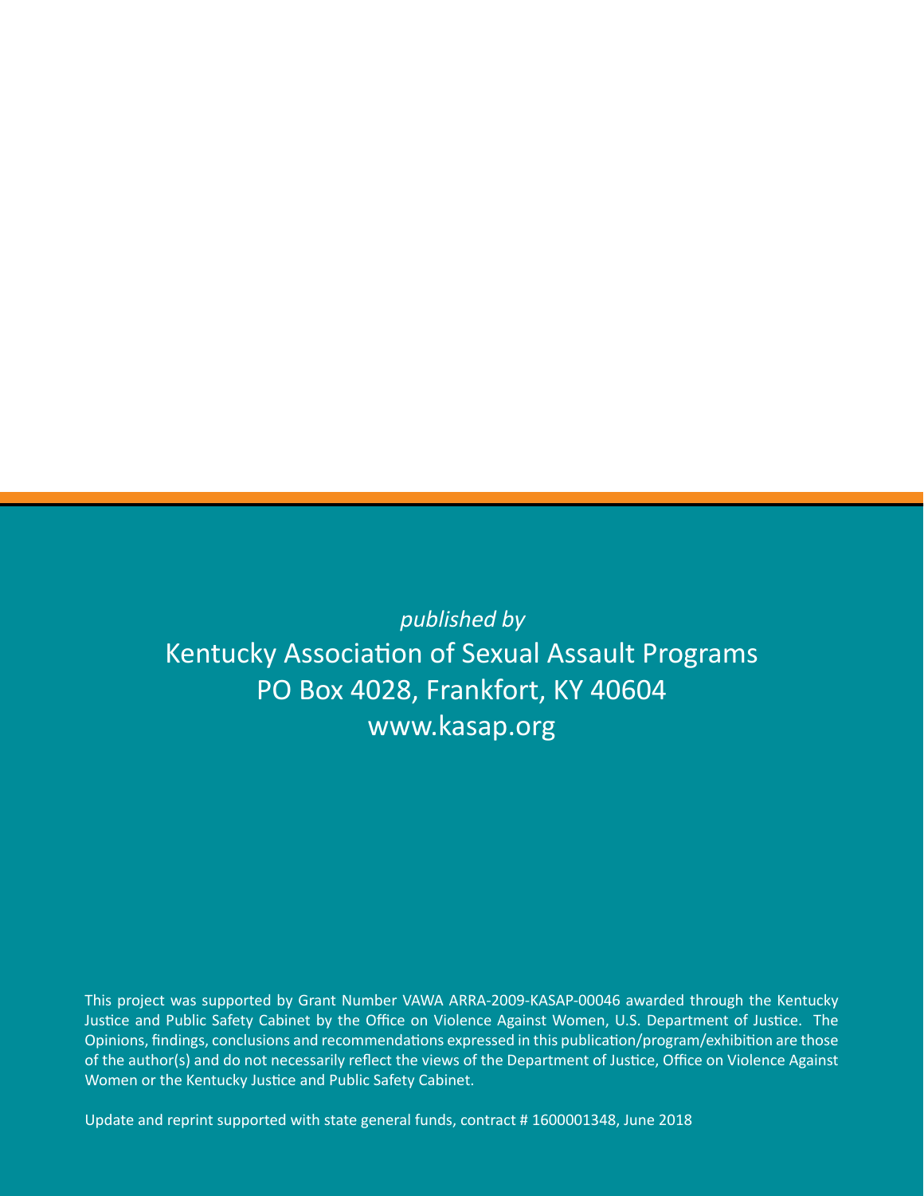*published by*

Kentucky Association of Sexual Assault Programs
PO Box 4028, Frankfort, KY 40604
www.kasap.org

This project was supported by Grant Number VAWA ARRA-2009-KASAP-00046 awarded through the Kentucky Justice and Public Safety Cabinet by the Office on Violence Against Women, U.S. Department of Justice. The Opinions, findings, conclusions and recommendations expressed in this publication/program/exhibition are those of the author(s) and do not necessarily reflect the views of the Department of Justice, Office on Violence Against Women or the Kentucky Justice and Public Safety Cabinet.

Update and reprint supported with state general funds, contract # 1600001348, June 2018